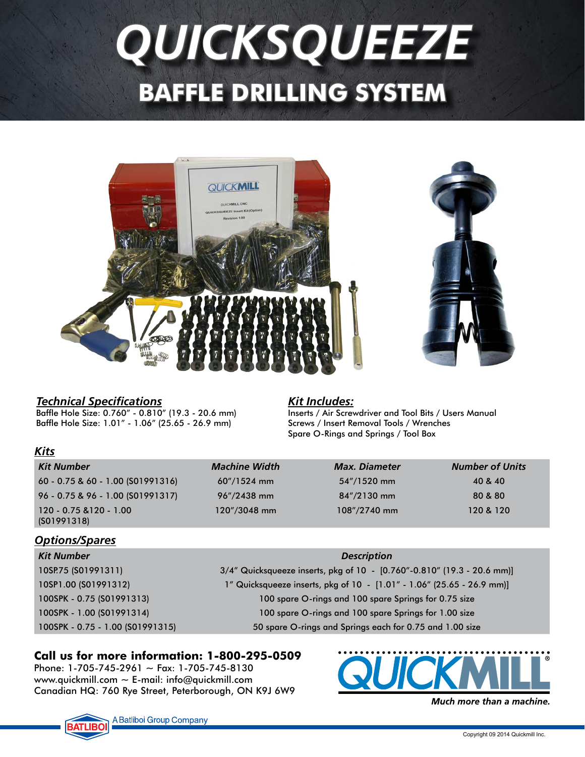# QUICKSQUEEZE

## BAFFLE DRILLING SYSTEM

### *Technical Specifications*

Baffle Hole Size: 0.760" - 0.810" (19.3 - 20.6 mm)
Baffle Hole Size: 1.01" - 1.06" (25.65 - 26.9 mm)

### *Kit Includes:*

Inserts / Air Screwdriver and Tool Bits / Users Manual
Screws / Insert Removal Tools / Wrenches
Spare O-Rings and Springs / Tool Box

### *Kits*

| *Kit Number* | *Machine Width* | *Max. Diameter* | *Number of Units* |
|---|---|---|---|
| 60 - 0.75 & 60 - 1.00 (S01991316) | 60"/1524 mm | 54"/1520 mm | 40 & 40 |
| 96 - 0.75 & 96 - 1.00 (S01991317) | 96"/2438 mm | 84"/2130 mm | 80 & 80 |
| 120 - 0.75 &120 - 1.00 (S01991318) | 120"/3048 mm | 108"/2740 mm | 120 & 120 |

### *Options/Spares*

| *Kit Number* | *Description* |
|---|---|
| 10SP.75 (S01991311) | 3/4" Quicksqueeze inserts, pkg of 10 - [0.760"-0.810" (19.3 - 20.6 mm)] |
| 10SP1.00 (S01991312) | 1" Quicksqueeze inserts, pkg of 10 - [1.01" - 1.06" (25.65 - 26.9 mm)] |
| 100SPK - 0.75 (S01991313) | 100 spare O-rings and 100 spare Springs for 0.75 size |
| 100SPK - 1.00 (S01991314) | 100 spare O-rings and 100 spare Springs for 1.00 size |
| 100SPK - 0.75 - 1.00 (S01991315) | 50 spare O-rings and Springs each for 0.75 and 1.00 size |

**Call us for more information: 1-800-295-0509**
Phone: 1-705-745-2961 ~ Fax: 1-705-745-8130
www.quickmill.com ~ E-mail: info@quickmill.com
Canadian HQ: 760 Rye Street, Peterborough, ON K9J 6W9

QUICKMILL®
*Much more than a machine.*

BATLIBOI A Batliboi Group Company

Copyright 09 2014 Quickmill Inc.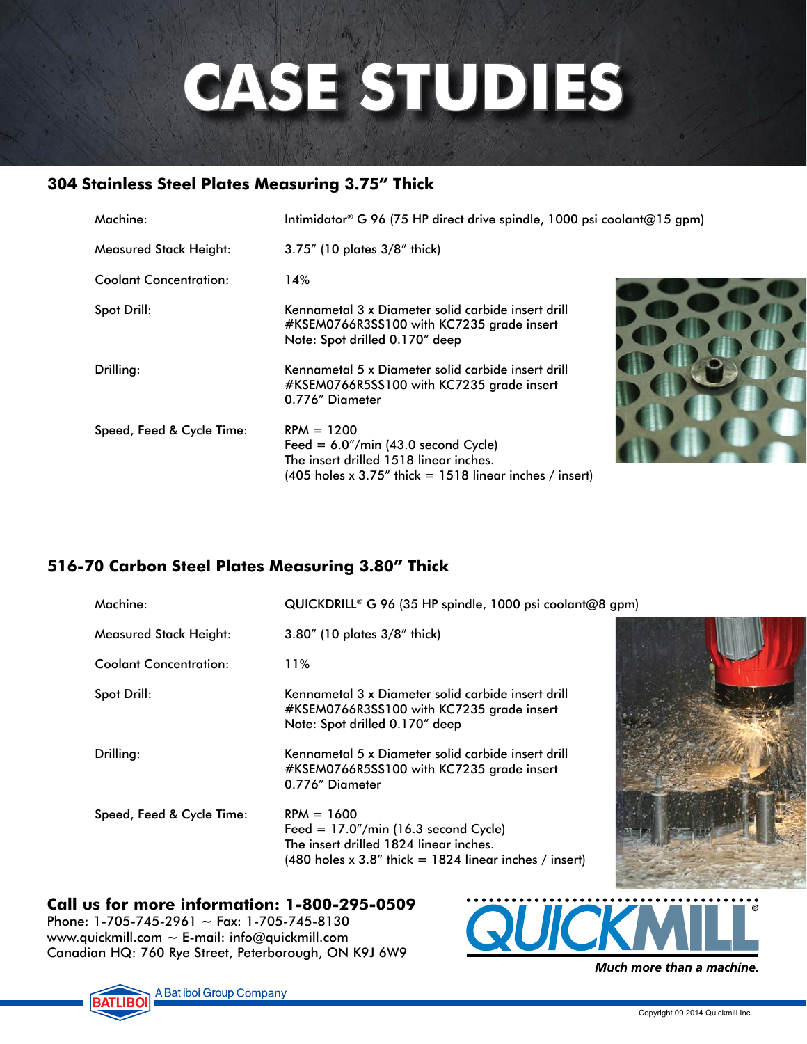# CASE STUDIES

## 304 Stainless Steel Plates Measuring 3.75" Thick

| | |
|---|---|
| Machine: | Intimidator® G 96 (75 HP direct drive spindle, 1000 psi coolant@15 gpm) |
| Measured Stack Height: | 3.75" (10 plates 3/8" thick) |
| Coolant Concentration: | 14% |
| Spot Drill: | Kennametal 3 x Diameter solid carbide insert drill #KSEM0766R3SS100 with KC7235 grade insert Note: Spot drilled 0.170" deep |
| Drilling: | Kennametal 5 x Diameter solid carbide insert drill #KSEM0766R5SS100 with KC7235 grade insert 0.776" Diameter |
| Speed, Feed & Cycle Time: | RPM = 1200 Feed = 6.0"/min (43.0 second Cycle) The insert drilled 1518 linear inches. (405 holes x 3.75" thick = 1518 linear inches / insert) |

## 516-70 Carbon Steel Plates Measuring 3.80" Thick

| | |
|---|---|
| Machine: | QUICKDRILL® G 96 (35 HP spindle, 1000 psi coolant@8 gpm) |
| Measured Stack Height: | 3.80" (10 plates 3/8" thick) |
| Coolant Concentration: | 11% |
| Spot Drill: | Kennametal 3 x Diameter solid carbide insert drill #KSEM0766R3SS100 with KC7235 grade insert Note: Spot drilled 0.170" deep |
| Drilling: | Kennametal 5 x Diameter solid carbide insert drill #KSEM0766R5SS100 with KC7235 grade insert 0.776" Diameter |
| Speed, Feed & Cycle Time: | RPM = 1600 Feed = 17.0"/min (16.3 second Cycle) The insert drilled 1824 linear inches. (480 holes x 3.8" thick = 1824 linear inches / insert) |

**Call us for more information: 1-800-295-0509**

Phone: 1-705-745-2961 ~ Fax: 1-705-745-8130
www.quickmill.com ~ E-mail: info@quickmill.com
Canadian HQ: 760 Rye Street, Peterborough, ON K9J 6W9

QUICKMILL®

*Much more than a machine.*

BATLIBOI A Batliboi Group Company

Copyright 09 2014 Quickmill Inc.